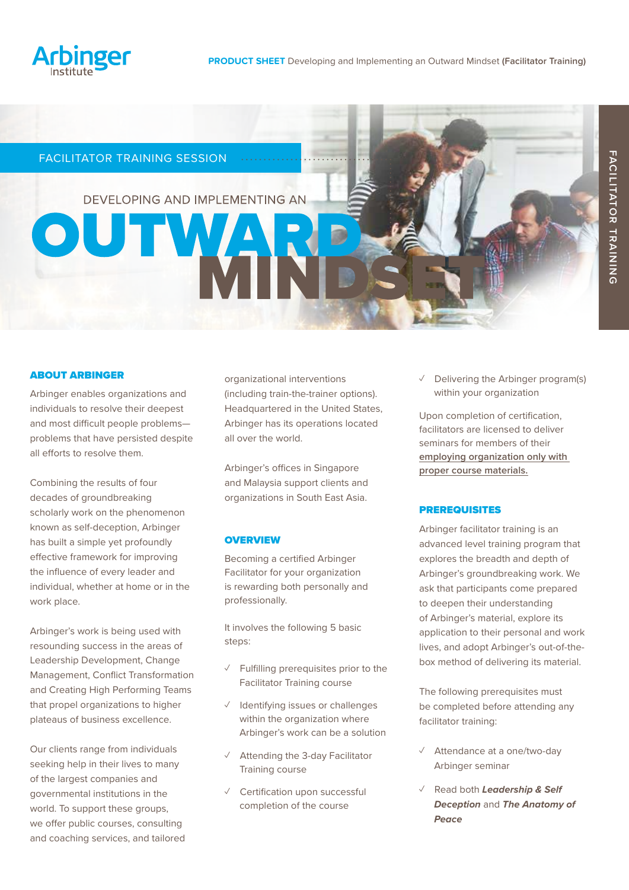Arbinger Institute

**PRODUCT SHEET** Developing and Implementing an Outward Mindset **(Facilitator Training)**

FACILITATOR TRAINING SESSION

# DEVELOPING AND IMPLEMENTING AN OUTWARD MINDSET

FACILITATOR TRAINING

## ABOUT ARBINGER

Arbinger enables organizations and individuals to resolve their deepest and most difficult people problems—problems that have persisted despite all efforts to resolve them.

Combining the results of four decades of groundbreaking scholarly work on the phenomenon known as self-deception, Arbinger has built a simple yet profoundly effective framework for improving the influence of every leader and individual, whether at home or in the work place.

Arbinger's work is being used with resounding success in the areas of Leadership Development, Change Management, Conflict Transformation and Creating High Performing Teams that propel organizations to higher plateaus of business excellence.

Our clients range from individuals seeking help in their lives to many of the largest companies and governmental institutions in the world. To support these groups, we offer public courses, consulting and coaching services, and tailored organizational interventions (including train-the-trainer options). Headquartered in the United States, Arbinger has its operations located all over the world.

Arbinger's offices in Singapore and Malaysia support clients and organizations in South East Asia.

## OVERVIEW

Becoming a certified Arbinger Facilitator for your organization is rewarding both personally and professionally.

It involves the following 5 basic steps:

- ✓ Fulfilling prerequisites prior to the Facilitator Training course
- ✓ Identifying issues or challenges within the organization where Arbinger's work can be a solution
- ✓ Attending the 3-day Facilitator Training course
- ✓ Certification upon successful completion of the course
- ✓ Delivering the Arbinger program(s) within your organization

Upon completion of certification, facilitators are licensed to deliver seminars for members of their employing organization only with proper course materials.

## PREREQUISITES

Arbinger facilitator training is an advanced level training program that explores the breadth and depth of Arbinger's groundbreaking work. We ask that participants come prepared to deepen their understanding of Arbinger's material, explore its application to their personal and work lives, and adopt Arbinger's out-of-the-box method of delivering its material.

The following prerequisites must be completed before attending any facilitator training:

- ✓ Attendance at a one/two-day Arbinger seminar
- ✓ Read both ***Leadership & Self Deception*** and ***The Anatomy of Peace***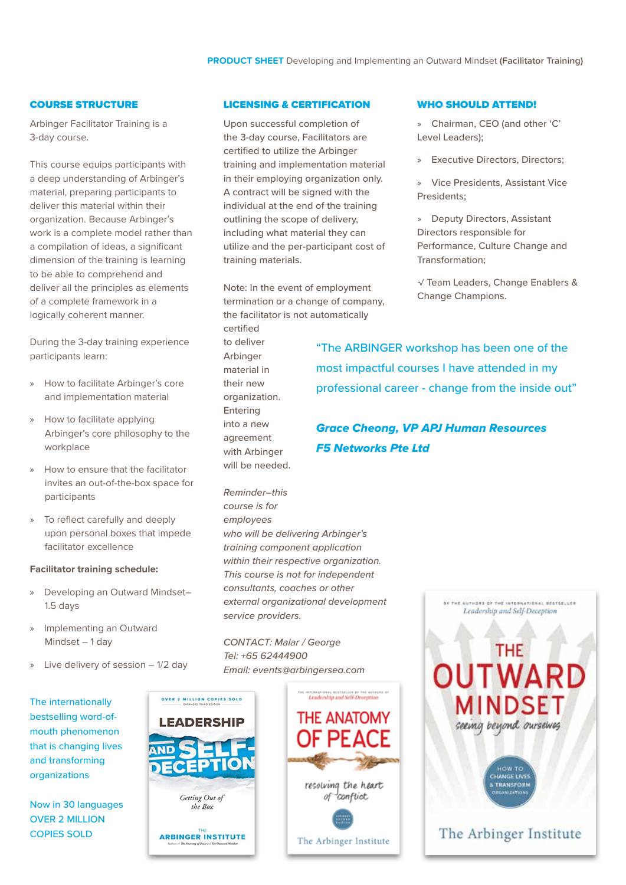**PRODUCT SHEET** Developing and Implementing an Outward Mindset **(Facilitator Training)**

## COURSE STRUCTURE

Arbinger Facilitator Training is a 3-day course.

This course equips participants with a deep understanding of Arbinger's material, preparing participants to deliver this material within their organization. Because Arbinger's work is a complete model rather than a compilation of ideas, a significant dimension of the training is learning to be able to comprehend and deliver all the principles as elements of a complete framework in a logically coherent manner.

During the 3-day training experience participants learn:

- How to facilitate Arbinger's core and implementation material
- How to facilitate applying Arbinger's core philosophy to the workplace
- How to ensure that the facilitator invites an out-of-the-box space for participants
- To reflect carefully and deeply upon personal boxes that impede facilitator excellence

**Facilitator training schedule:**

- Developing an Outward Mindset– 1.5 days
- Implementing an Outward Mindset – 1 day
- Live delivery of session – 1/2 day

## LICENSING & CERTIFICATION

Upon successful completion of the 3-day course, Facilitators are certified to utilize the Arbinger training and implementation material in their employing organization only. A contract will be signed with the individual at the end of the training outlining the scope of delivery, including what material they can utilize and the per-participant cost of training materials.

Note: In the event of employment termination or a change of company, the facilitator is not automatically certified to deliver Arbinger material in their new organization. Entering into a new agreement with Arbinger will be needed.

*Reminder–this course is for employees who will be delivering Arbinger's training component application within their respective organization. This course is not for independent consultants, coaches or other external organizational development service providers.*

*CONTACT: Malar / George*
*Tel: +65 62444900*
*Email: events@arbingersea.com*

## WHO SHOULD ATTEND!

- Chairman, CEO (and other 'C' Level Leaders);
- Executive Directors, Directors;
- Vice Presidents, Assistant Vice Presidents;
- Deputy Directors, Assistant Directors responsible for Performance, Culture Change and Transformation;
- √ Team Leaders, Change Enablers & Change Champions.

"The ARBINGER workshop has been one of the most impactful courses I have attended in my professional career - change from the inside out"

***Grace Cheong, VP APJ Human Resources***
***F5 Networks Pte Ltd***

The internationally bestselling word-of-mouth phenomenon that is changing lives and transforming organizations

Now in 30 languages
OVER 2 MILLION COPIES SOLD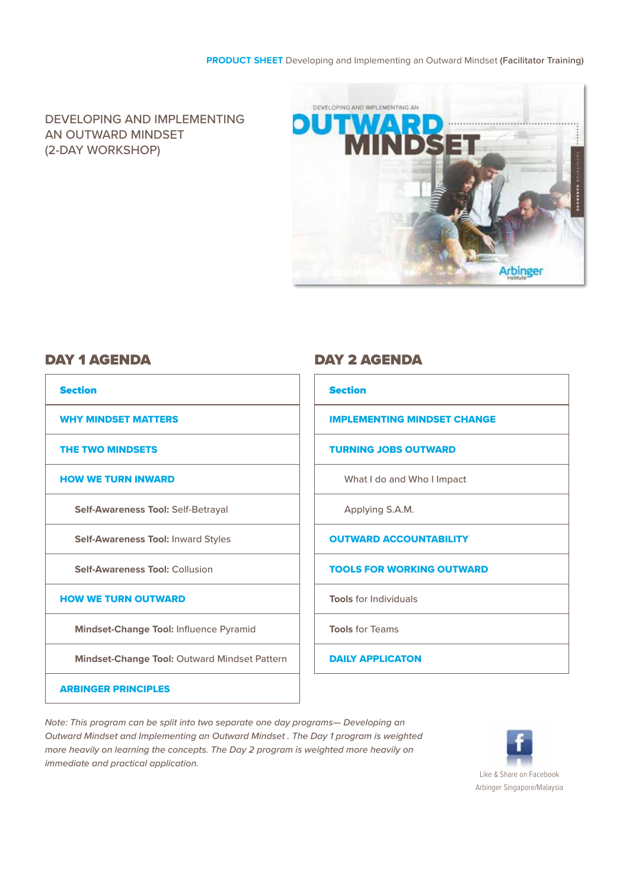**PRODUCT SHEET** Developing and Implementing an Outward Mindset **(Facilitator Training)**

# DEVELOPING AND IMPLEMENTING AN OUTWARD MINDSET (2-DAY WORKSHOP)

## DAY 1 AGENDA

| Section |
|---|
| **WHY MINDSET MATTERS** |
| **THE TWO MINDSETS** |
| **HOW WE TURN INWARD** |
| **Self-Awareness Tool:** Self-Betrayal |
| **Self-Awareness Tool:** Inward Styles |
| **Self-Awareness Tool:** Collusion |
| **HOW WE TURN OUTWARD** |
| **Mindset-Change Tool:** Influence Pyramid |
| **Mindset-Change Tool:** Outward Mindset Pattern |
| **ARBINGER PRINCIPLES** |

## DAY 2 AGENDA

| Section |
|---|
| **IMPLEMENTING MINDSET CHANGE** |
| **TURNING JOBS OUTWARD** |
| What I do and Who I Impact |
| Applying S.A.M. |
| **OUTWARD ACCOUNTABILITY** |
| **TOOLS FOR WORKING OUTWARD** |
| **Tools** for Individuals |
| **Tools** for Teams |
| **DAILY APPLICATON** |

*Note: This program can be split into two separate one day programs— Developing an Outward Mindset and Implementing an Outward Mindset . The Day 1 program is weighted more heavily on learning the concepts. The Day 2 program is weighted more heavily on immediate and practical application.*

Like & Share on Facebook
Arbinger Singapore/Malaysia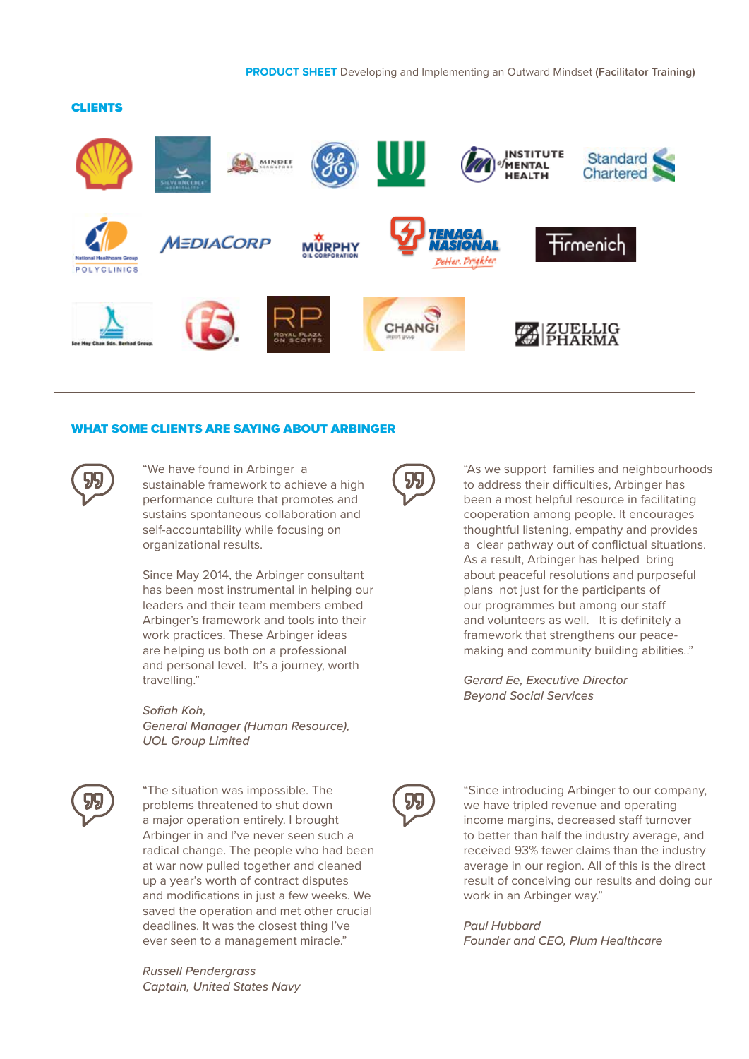## CLIENTS

## WHAT SOME CLIENTS ARE SAYING ABOUT ARBINGER

"We have found in Arbinger a sustainable framework to achieve a high performance culture that promotes and sustains spontaneous collaboration and self-accountability while focusing on organizational results.

Since May 2014, the Arbinger consultant has been most instrumental in helping our leaders and their team members embed Arbinger's framework and tools into their work practices. These Arbinger ideas are helping us both on a professional and personal level. It's a journey, worth travelling."

*Sofiah Koh,*
*General Manager (Human Resource),*
*UOL Group Limited*

"As we support families and neighbourhoods to address their difficulties, Arbinger has been a most helpful resource in facilitating cooperation among people. It encourages thoughtful listening, empathy and provides a clear pathway out of conflictual situations. As a result, Arbinger has helped bring about peaceful resolutions and purposeful plans not just for the participants of our programmes but among our staff and volunteers as well. It is definitely a framework that strengthens our peace-making and community building abilities.."

*Gerard Ee, Executive Director*
*Beyond Social Services*

"The situation was impossible. The problems threatened to shut down a major operation entirely. I brought Arbinger in and I've never seen such a radical change. The people who had been at war now pulled together and cleaned up a year's worth of contract disputes and modifications in just a few weeks. We saved the operation and met other crucial deadlines. It was the closest thing I've ever seen to a management miracle."

*Russell Pendergrass*
*Captain, United States Navy*

"Since introducing Arbinger to our company, we have tripled revenue and operating income margins, decreased staff turnover to better than half the industry average, and received 93% fewer claims than the industry average in our region. All of this is the direct result of conceiving our results and doing our work in an Arbinger way."

*Paul Hubbard*
*Founder and CEO, Plum Healthcare*